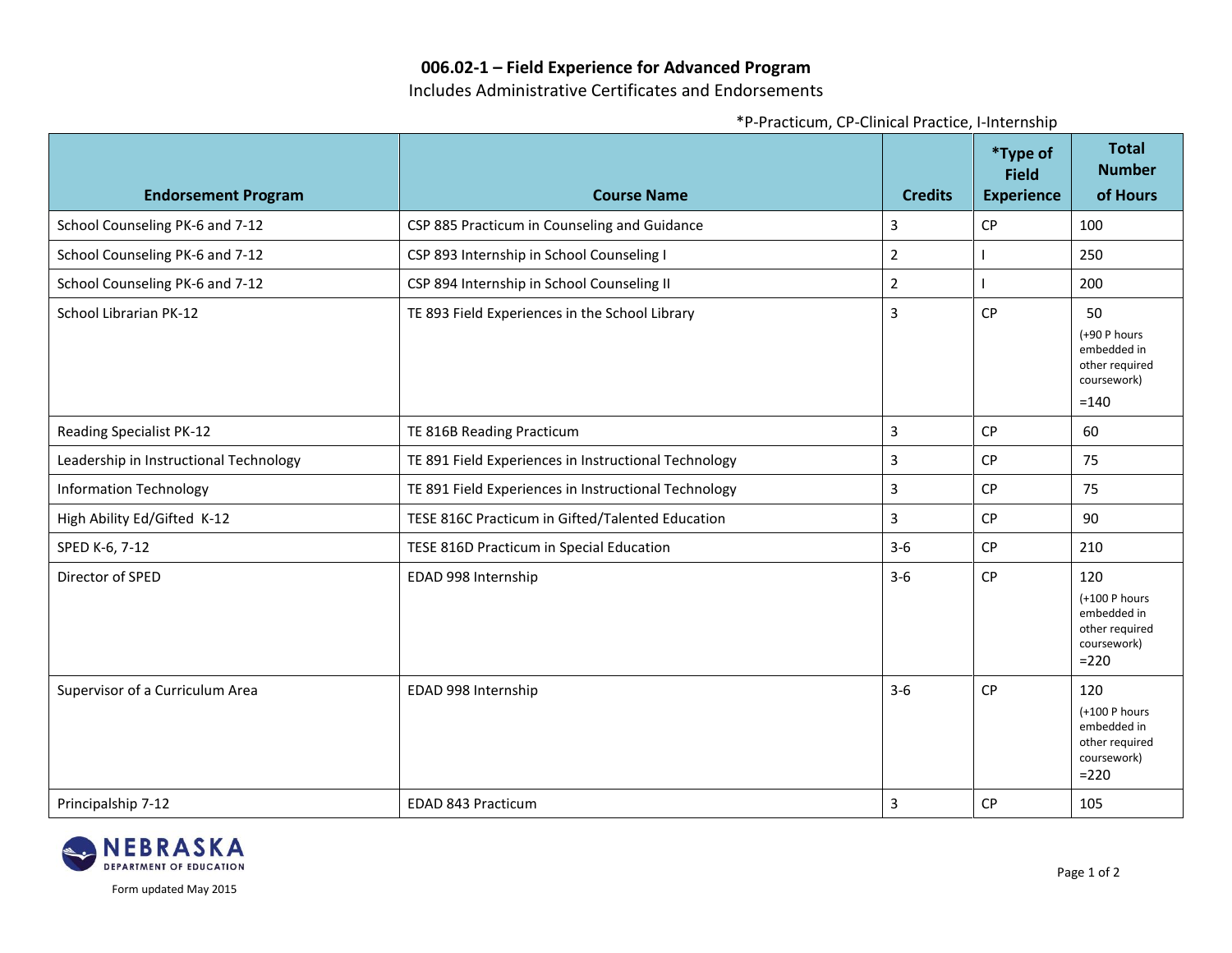# 006.02-1 – Field Experience for Advanced Program

Includes Administrative Certificates and Endorsements

*P-Practicum, CP-Clinical Practice, I-Internship

| Endorsement Program | Course Name | Credits | *Type of Field Experience | Total Number of Hours |
|---|---|---|---|---|
| School Counseling PK-6 and 7-12 | CSP 885 Practicum in Counseling and Guidance | 3 | CP | 100 |
| School Counseling PK-6 and 7-12 | CSP 893 Internship in School Counseling I | 2 | I | 250 |
| School Counseling PK-6 and 7-12 | CSP 894 Internship in School Counseling II | 2 | I | 200 |
| School Librarian PK-12 | TE 893 Field Experiences in the School Library | 3 | CP | 50 (+90 P hours embedded in other required coursework) =140 |
| Reading Specialist PK-12 | TE 816B Reading Practicum | 3 | CP | 60 |
| Leadership in Instructional Technology | TE 891 Field Experiences in Instructional Technology | 3 | CP | 75 |
| Information Technology | TE 891 Field Experiences in Instructional Technology | 3 | CP | 75 |
| High Ability Ed/Gifted K-12 | TESE 816C Practicum in Gifted/Talented Education | 3 | CP | 90 |
| SPED K-6, 7-12 | TESE 816D Practicum in Special Education | 3-6 | CP | 210 |
| Director of SPED | EDAD 998 Internship | 3-6 | CP | 120 (+100 P hours embedded in other required coursework) =220 |
| Supervisor of a Curriculum Area | EDAD 998 Internship | 3-6 | CP | 120 (+100 P hours embedded in other required coursework) =220 |
| Principalship 7-12 | EDAD 843 Practicum | 3 | CP | 105 |

NEBRASKA DEPARTMENT OF EDUCATION

Form updated May 2015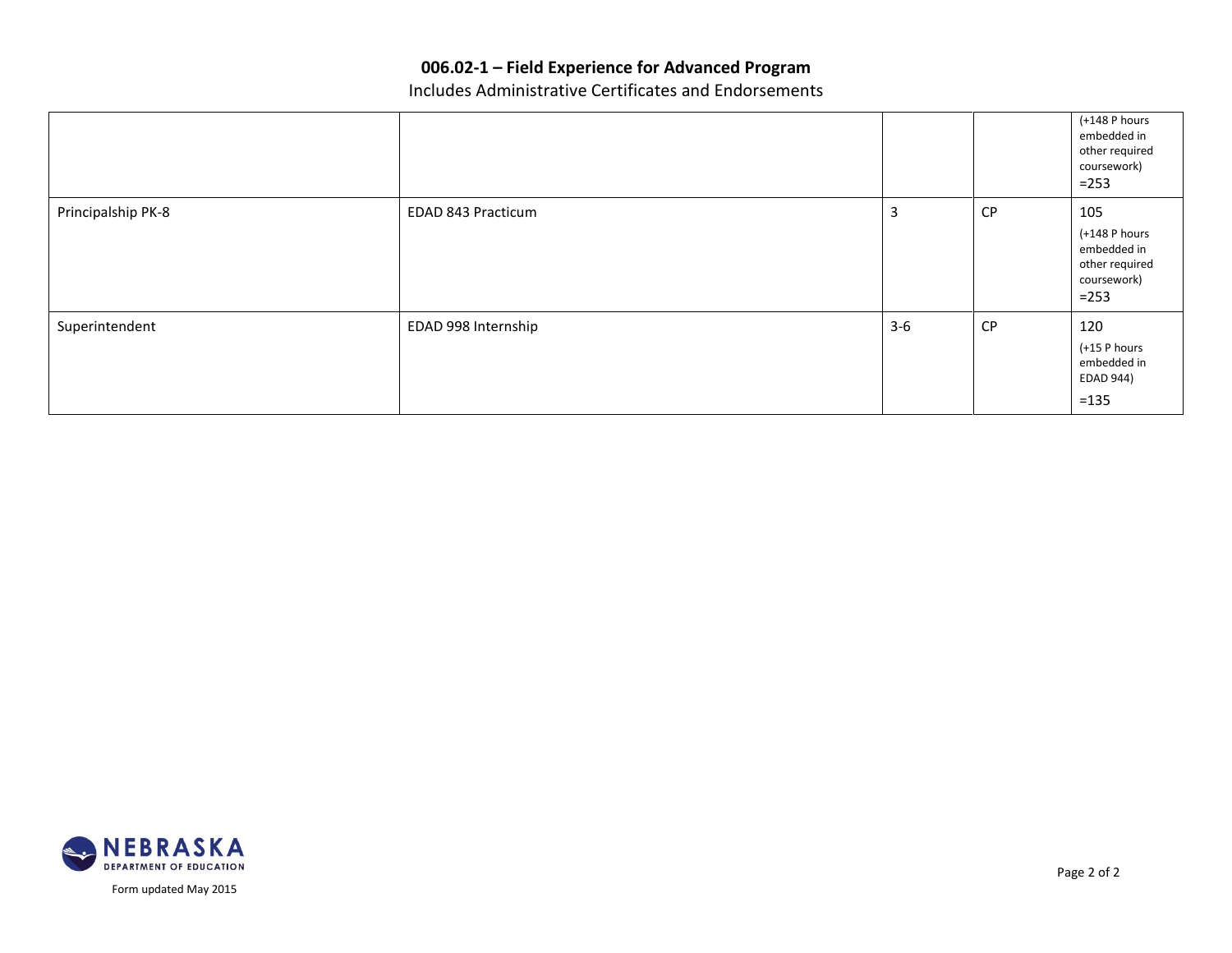# 006.02-1 – Field Experience for Advanced Program

Includes Administrative Certificates and Endorsements

| | | | | |
|---|---|---|---|---|
| | | | | (+148 P hours embedded in other required coursework) =253 |
| Principalship PK-8 | EDAD 843 Practicum | 3 | CP | 105 (+148 P hours embedded in other required coursework) =253 |
| Superintendent | EDAD 998 Internship | 3-6 | CP | 120 (+15 P hours embedded in EDAD 944) =135 |

NEBRASKA DEPARTMENT OF EDUCATION

Form updated May 2015